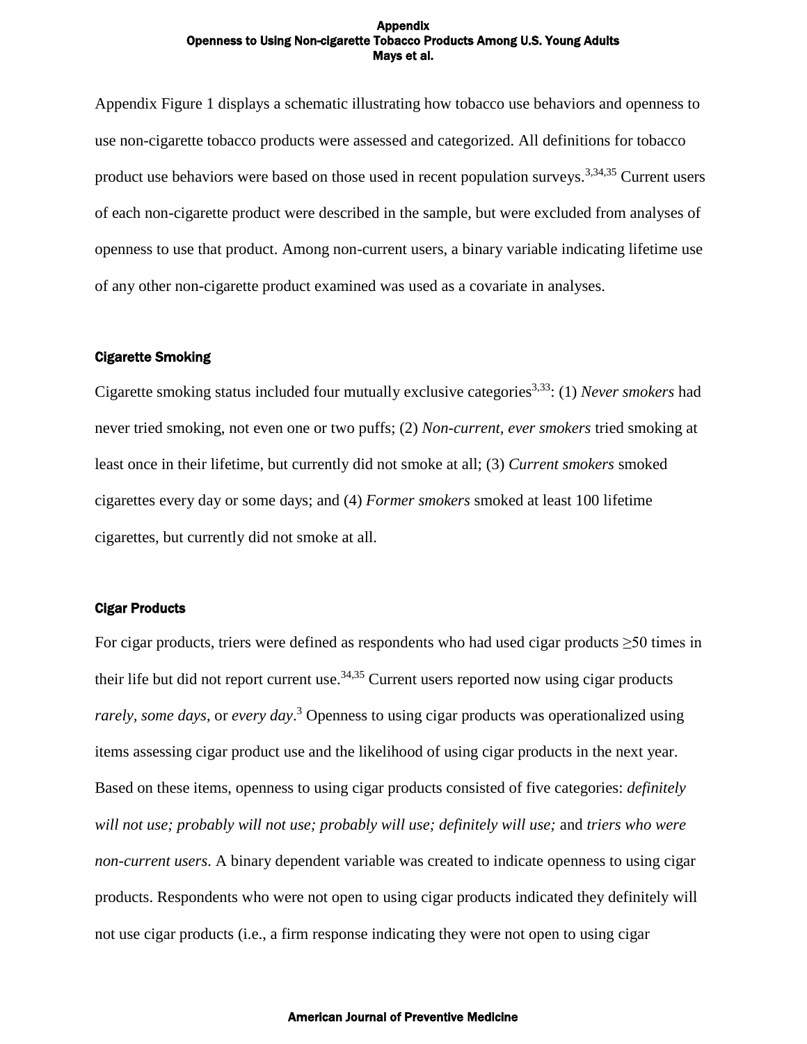Appendix Figure 1 displays a schematic illustrating how tobacco use behaviors and openness to use non-cigarette tobacco products were assessed and categorized. All definitions for tobacco product use behaviors were based on those used in recent population surveys.[3,34,35] Current users of each non-cigarette product were described in the sample, but were excluded from analyses of openness to use that product. Among non-current users, a binary variable indicating lifetime use of any other non-cigarette product examined was used as a covariate in analyses.

## Cigarette Smoking

Cigarette smoking status included four mutually exclusive categories[3,33]: (1) *Never smokers* had never tried smoking, not even one or two puffs; (2) *Non-current, ever smokers* tried smoking at least once in their lifetime, but currently did not smoke at all; (3) *Current smokers* smoked cigarettes every day or some days; and (4) *Former smokers* smoked at least 100 lifetime cigarettes, but currently did not smoke at all.

## Cigar Products

For cigar products, triers were defined as respondents who had used cigar products ≥50 times in their life but did not report current use.[34,35] Current users reported now using cigar products *rarely*, *some days*, or *every day*.[3] Openness to using cigar products was operationalized using items assessing cigar product use and the likelihood of using cigar products in the next year. Based on these items, openness to using cigar products consisted of five categories: *definitely will not use; probably will not use; probably will use; definitely will use;* and *triers who were non-current users*. A binary dependent variable was created to indicate openness to using cigar products. Respondents who were not open to using cigar products indicated they definitely will not use cigar products (i.e., a firm response indicating they were not open to using cigar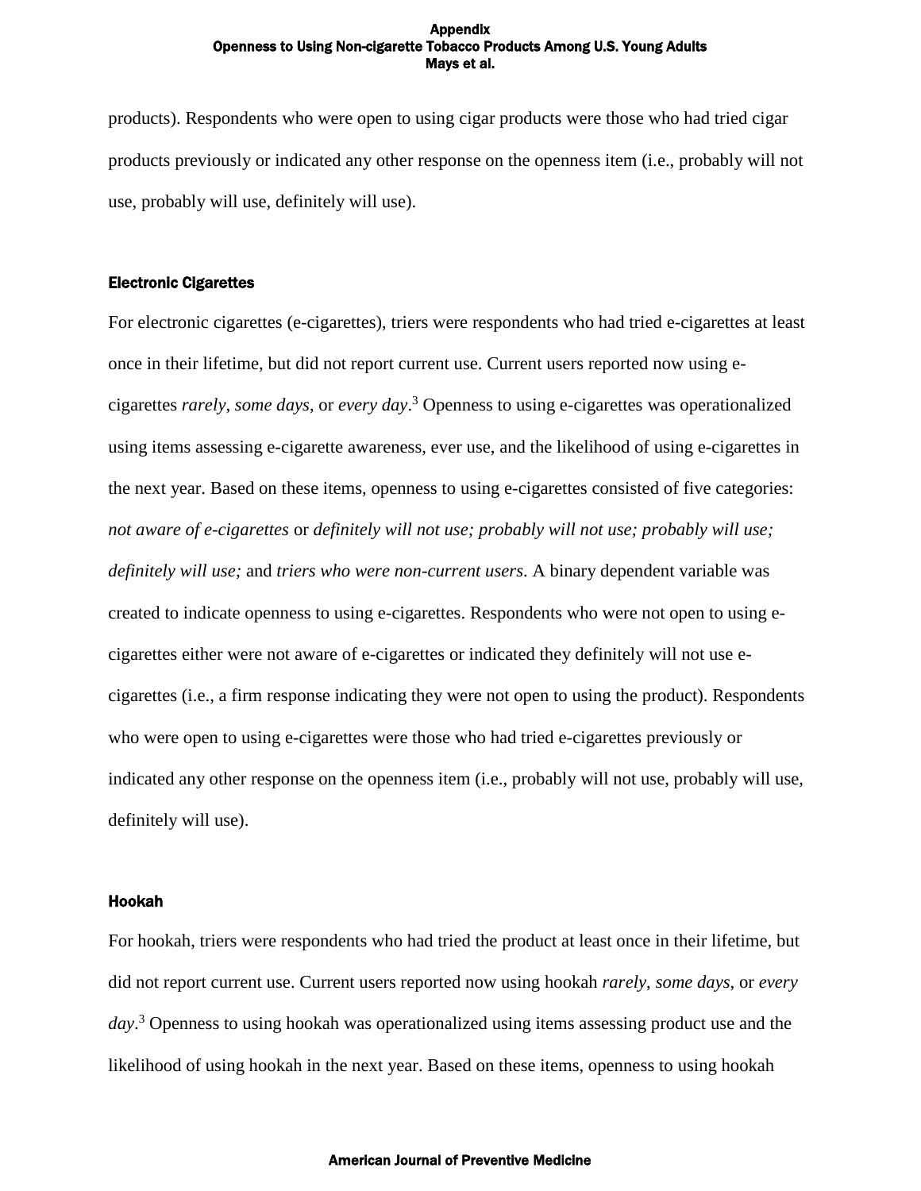products). Respondents who were open to using cigar products were those who had tried cigar products previously or indicated any other response on the openness item (i.e., probably will not use, probably will use, definitely will use).

### Electronic Cigarettes

For electronic cigarettes (e-cigarettes), triers were respondents who had tried e-cigarettes at least once in their lifetime, but did not report current use. Current users reported now using e-cigarettes *rarely*, *some days*, or *every day*.[3] Openness to using e-cigarettes was operationalized using items assessing e-cigarette awareness, ever use, and the likelihood of using e-cigarettes in the next year. Based on these items, openness to using e-cigarettes consisted of five categories: *not aware of e-cigarettes* or *definitely will not use; probably will not use; probably will use; definitely will use;* and *triers who were non-current users*. A binary dependent variable was created to indicate openness to using e-cigarettes. Respondents who were not open to using e-cigarettes either were not aware of e-cigarettes or indicated they definitely will not use e-cigarettes (i.e., a firm response indicating they were not open to using the product). Respondents who were open to using e-cigarettes were those who had tried e-cigarettes previously or indicated any other response on the openness item (i.e., probably will not use, probably will use, definitely will use).

### Hookah

For hookah, triers were respondents who had tried the product at least once in their lifetime, but did not report current use. Current users reported now using hookah *rarely*, *some days*, or *every day*.[3] Openness to using hookah was operationalized using items assessing product use and the likelihood of using hookah in the next year. Based on these items, openness to using hookah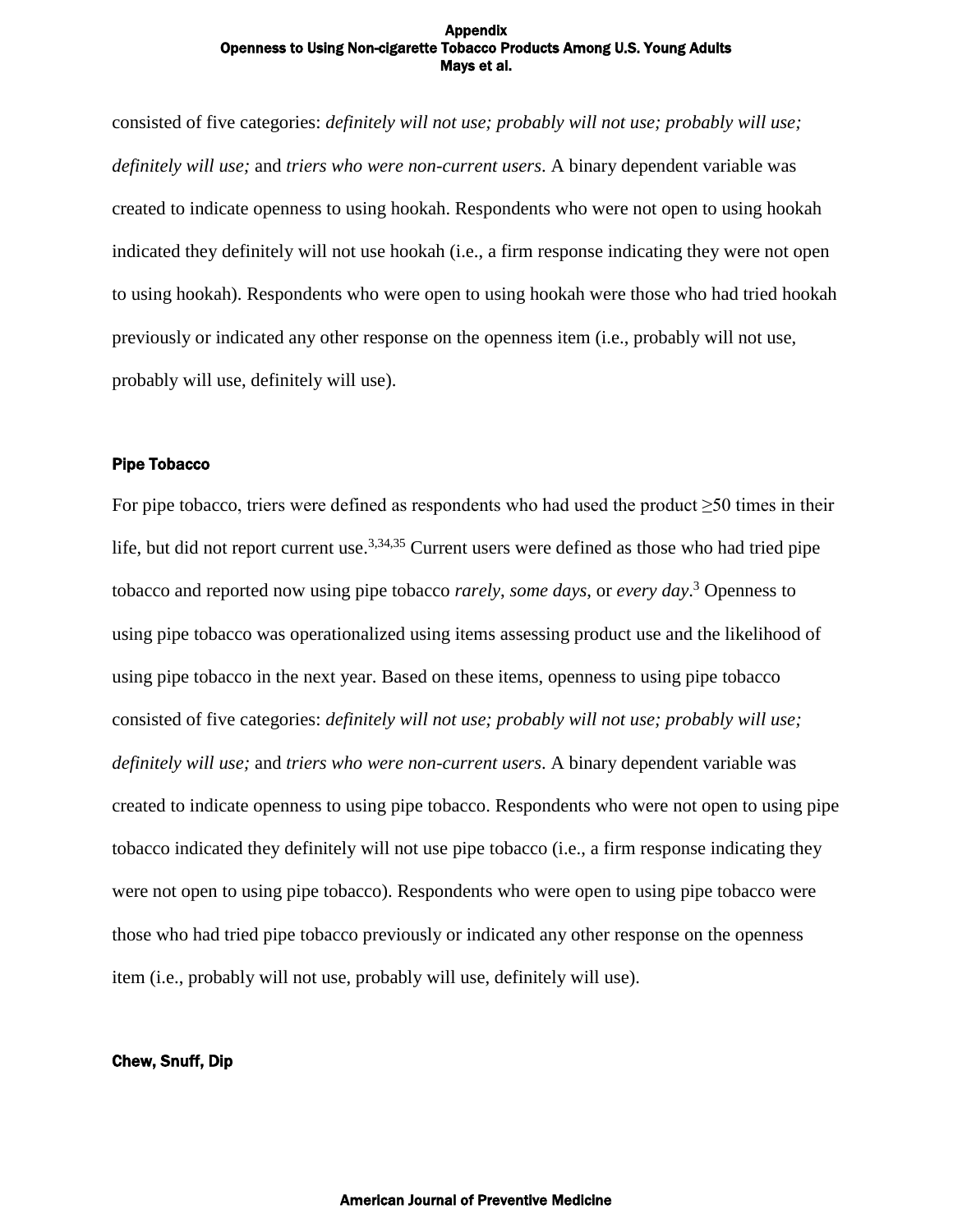consisted of five categories: *definitely will not use; probably will not use; probably will use; definitely will use;* and *triers who were non-current users*. A binary dependent variable was created to indicate openness to using hookah. Respondents who were not open to using hookah indicated they definitely will not use hookah (i.e., a firm response indicating they were not open to using hookah). Respondents who were open to using hookah were those who had tried hookah previously or indicated any other response on the openness item (i.e., probably will not use, probably will use, definitely will use).

### Pipe Tobacco

For pipe tobacco, triers were defined as respondents who had used the product ≥50 times in their life, but did not report current use.[3,34,35] Current users were defined as those who had tried pipe tobacco and reported now using pipe tobacco *rarely*, *some days*, or *every day*.[3] Openness to using pipe tobacco was operationalized using items assessing product use and the likelihood of using pipe tobacco in the next year. Based on these items, openness to using pipe tobacco consisted of five categories: *definitely will not use; probably will not use; probably will use; definitely will use;* and *triers who were non-current users*. A binary dependent variable was created to indicate openness to using pipe tobacco. Respondents who were not open to using pipe tobacco indicated they definitely will not use pipe tobacco (i.e., a firm response indicating they were not open to using pipe tobacco). Respondents who were open to using pipe tobacco were those who had tried pipe tobacco previously or indicated any other response on the openness item (i.e., probably will not use, probably will use, definitely will use).

### Chew, Snuff, Dip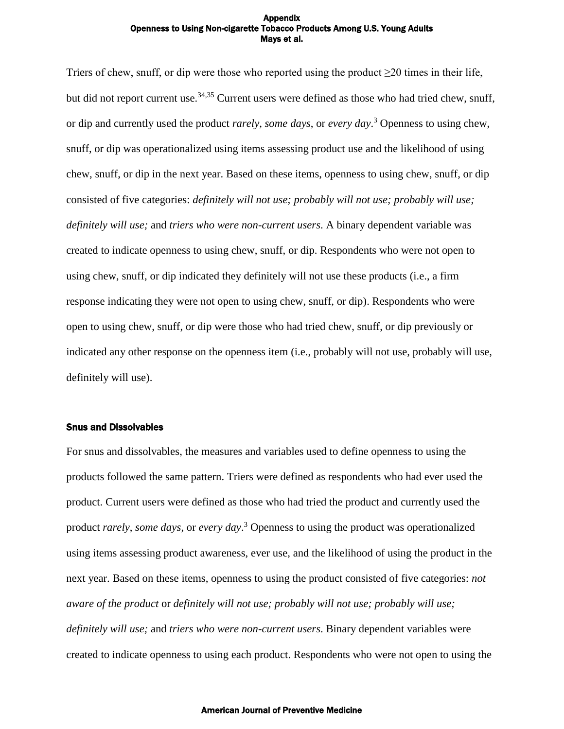Triers of chew, snuff, or dip were those who reported using the product ≥20 times in their life, but did not report current use.[34,35] Current users were defined as those who had tried chew, snuff, or dip and currently used the product *rarely*, *some days*, or *every day*.[3] Openness to using chew, snuff, or dip was operationalized using items assessing product use and the likelihood of using chew, snuff, or dip in the next year. Based on these items, openness to using chew, snuff, or dip consisted of five categories: *definitely will not use; probably will not use; probably will use; definitely will use;* and *triers who were non-current users*. A binary dependent variable was created to indicate openness to using chew, snuff, or dip. Respondents who were not open to using chew, snuff, or dip indicated they definitely will not use these products (i.e., a firm response indicating they were not open to using chew, snuff, or dip). Respondents who were open to using chew, snuff, or dip were those who had tried chew, snuff, or dip previously or indicated any other response on the openness item (i.e., probably will not use, probably will use, definitely will use).

#### Snus and Dissolvables

For snus and dissolvables, the measures and variables used to define openness to using the products followed the same pattern. Triers were defined as respondents who had ever used the product. Current users were defined as those who had tried the product and currently used the product *rarely*, *some days*, or *every day*.[3] Openness to using the product was operationalized using items assessing product awareness, ever use, and the likelihood of using the product in the next year. Based on these items, openness to using the product consisted of five categories: *not aware of the product* or *definitely will not use; probably will not use; probably will use; definitely will use;* and *triers who were non-current users*. Binary dependent variables were created to indicate openness to using each product. Respondents who were not open to using the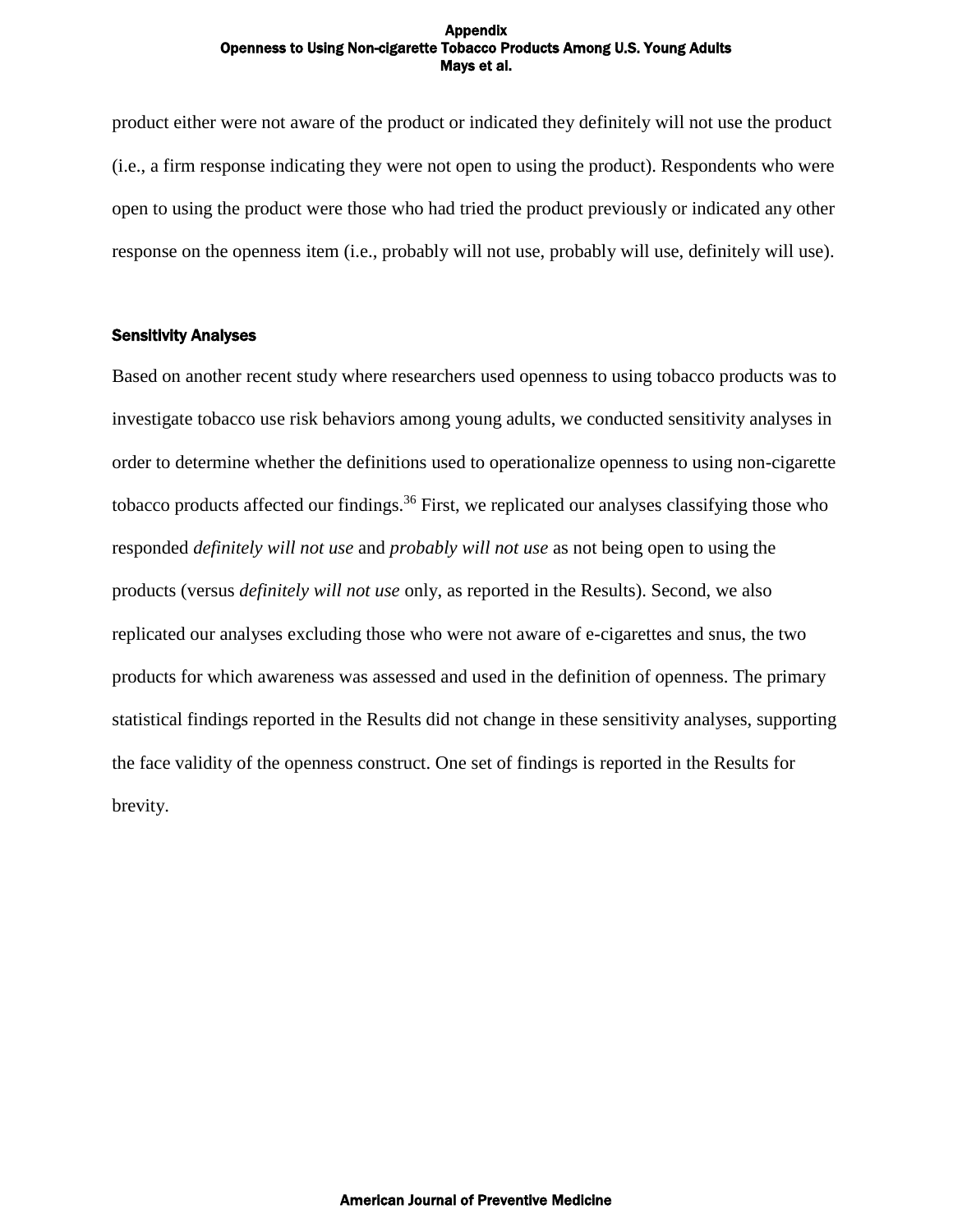product either were not aware of the product or indicated they definitely will not use the product (i.e., a firm response indicating they were not open to using the product). Respondents who were open to using the product were those who had tried the product previously or indicated any other response on the openness item (i.e., probably will not use, probably will use, definitely will use).

### Sensitivity Analyses

Based on another recent study where researchers used openness to using tobacco products was to investigate tobacco use risk behaviors among young adults, we conducted sensitivity analyses in order to determine whether the definitions used to operationalize openness to using non-cigarette tobacco products affected our findings.[36] First, we replicated our analyses classifying those who responded *definitely will not use* and *probably will not use* as not being open to using the products (versus *definitely will not use* only, as reported in the Results). Second, we also replicated our analyses excluding those who were not aware of e-cigarettes and snus, the two products for which awareness was assessed and used in the definition of openness. The primary statistical findings reported in the Results did not change in these sensitivity analyses, supporting the face validity of the openness construct. One set of findings is reported in the Results for brevity.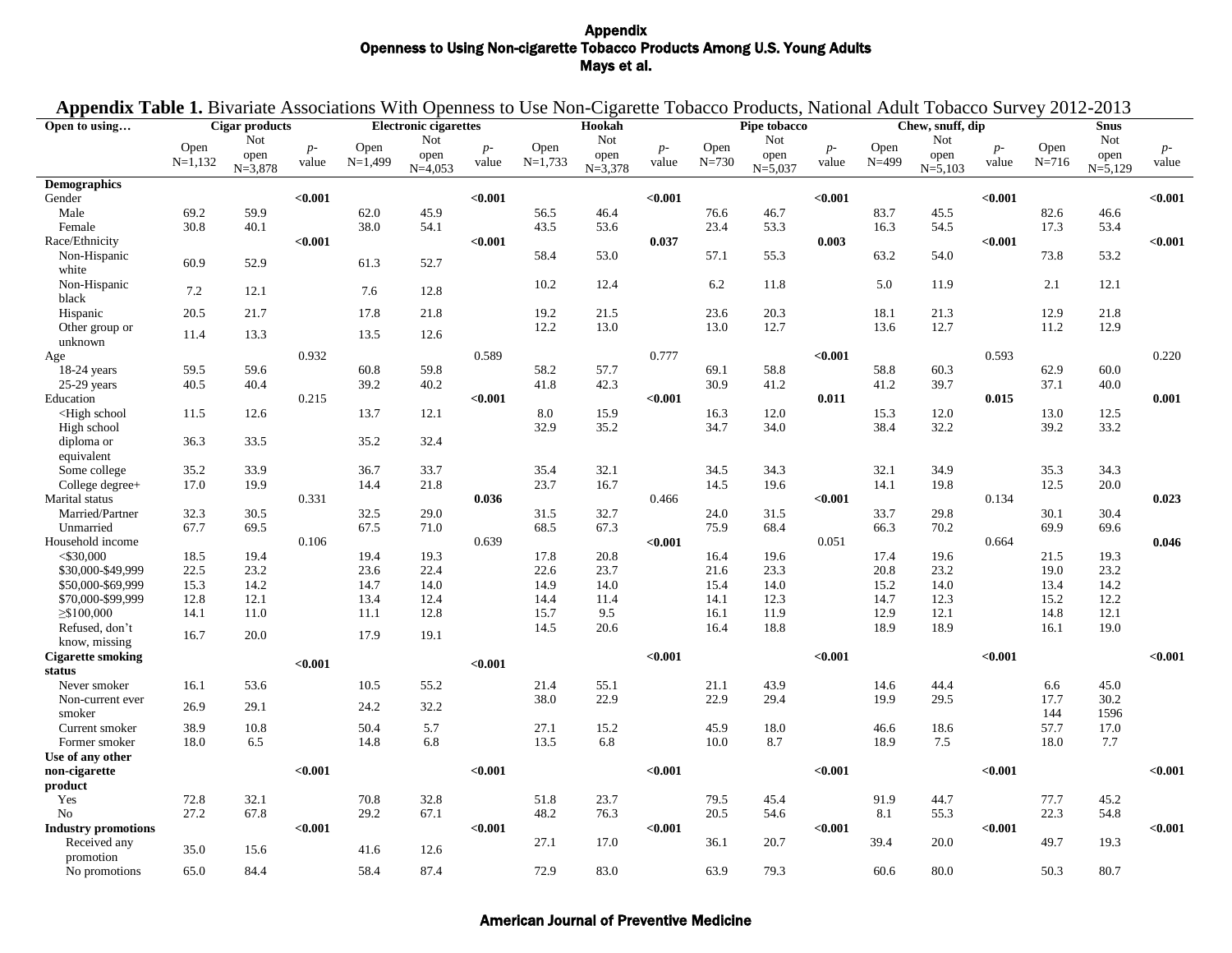**Appendix Table 1.** Bivariate Associations With Openness to Use Non-Cigarette Tobacco Products, National Adult Tobacco Survey 2012-2013

| Open to using… | Cigar products | | | Electronic cigarettes | | | Hookah | | | Pipe tobacco | | | Chew, snuff, dip | | | Snus | | |
|---|---|---|---|---|---|---|---|---|---|---|---|---|---|---|---|---|---|---|
| | Open N=1,132 | Not open N=3,878 | *p*-value | Open N=1,499 | Not open N=4,053 | *p*-value | Open N=1,733 | Not open N=3,378 | *p*-value | Open N=730 | Not open N=5,037 | *p*-value | Open N=499 | Not open N=5,103 | *p*-value | Open N=716 | Not open N=5,129 | *p*-value |
| **Demographics** | | | | | | | | | | | | | | | | | | |
| Gender | | | **<0.001** | | | **<0.001** | | | **<0.001** | | | **<0.001** | | | **<0.001** | | | **<0.001** |
| Male | 69.2 | 59.9 | | 62.0 | 45.9 | | 56.5 | 46.4 | | 76.6 | 46.7 | | 83.7 | 45.5 | | 82.6 | 46.6 | |
| Female | 30.8 | 40.1 | | 38.0 | 54.1 | | 43.5 | 53.6 | | 23.4 | 53.3 | | 16.3 | 54.5 | | 17.3 | 53.4 | |
| Race/Ethnicity | | | **<0.001** | | | **<0.001** | | | **0.037** | | | **0.003** | | | **<0.001** | | | **<0.001** |
| Non-Hispanic white | 60.9 | 52.9 | | 61.3 | 52.7 | | 58.4 | 53.0 | | 57.1 | 55.3 | | 63.2 | 54.0 | | 73.8 | 53.2 | |
| Non-Hispanic black | 7.2 | 12.1 | | 7.6 | 12.8 | | 10.2 | 12.4 | | 6.2 | 11.8 | | 5.0 | 11.9 | | 2.1 | 12.1 | |
| Hispanic | 20.5 | 21.7 | | 17.8 | 21.8 | | 19.2 | 21.5 | | 23.6 | 20.3 | | 18.1 | 21.3 | | 12.9 | 21.8 | |
| Other group or unknown | 11.4 | 13.3 | | 13.5 | 12.6 | | 12.2 | 13.0 | | 13.0 | 12.7 | | 13.6 | 12.7 | | 11.2 | 12.9 | |
| Age | | | 0.932 | | | 0.589 | | | 0.777 | | | **<0.001** | | | 0.593 | | | 0.220 |
| 18-24 years | 59.5 | 59.6 | | 60.8 | 59.8 | | 58.2 | 57.7 | | 69.1 | 58.8 | | 58.8 | 60.3 | | 62.9 | 60.0 | |
| 25-29 years | 40.5 | 40.4 | | 39.2 | 40.2 | | 41.8 | 42.3 | | 30.9 | 41.2 | | 41.2 | 39.7 | | 37.1 | 40.0 | |
| Education | | | 0.215 | | | **<0.001** | | | **<0.001** | | | **0.011** | | | **0.015** | | | **0.001** |
| <High school | 11.5 | 12.6 | | 13.7 | 12.1 | | 8.0 | 15.9 | | 16.3 | 12.0 | | 15.3 | 12.0 | | 13.0 | 12.5 | |
| High school diploma or equivalent | 36.3 | 33.5 | | 35.2 | 32.4 | | 32.9 | 35.2 | | 34.7 | 34.0 | | 38.4 | 32.2 | | 39.2 | 33.2 | |
| Some college | 35.2 | 33.9 | | 36.7 | 33.7 | | 35.4 | 32.1 | | 34.5 | 34.3 | | 32.1 | 34.9 | | 35.3 | 34.3 | |
| College degree+ | 17.0 | 19.9 | | 14.4 | 21.8 | | 23.7 | 16.7 | | 14.5 | 19.6 | | 14.1 | 19.8 | | 12.5 | 20.0 | |
| Marital status | | | 0.331 | | | **0.036** | | | 0.466 | | | **<0.001** | | | 0.134 | | | **0.023** |
| Married/Partner | 32.3 | 30.5 | | 32.5 | 29.0 | | 31.5 | 32.7 | | 24.0 | 31.5 | | 33.7 | 29.8 | | 30.1 | 30.4 | |
| Unmarried | 67.7 | 69.5 | | 67.5 | 71.0 | | 68.5 | 67.3 | | 75.9 | 68.4 | | 66.3 | 70.2 | | 69.9 | 69.6 | |
| Household income | | | 0.106 | | | 0.639 | | | **<0.001** | | | 0.051 | | | 0.664 | | | **0.046** |
| <$30,000 | 18.5 | 19.4 | | 19.4 | 19.3 | | 17.8 | 20.8 | | 16.4 | 19.6 | | 17.4 | 19.6 | | 21.5 | 19.3 | |
| $30,000-$49,999 | 22.5 | 23.2 | | 23.6 | 22.4 | | 22.6 | 23.7 | | 21.6 | 23.3 | | 20.8 | 23.2 | | 19.0 | 23.2 | |
| $50,000-$69,999 | 15.3 | 14.2 | | 14.7 | 14.0 | | 14.9 | 14.0 | | 15.4 | 14.0 | | 15.2 | 14.0 | | 13.4 | 14.2 | |
| $70,000-$99,999 | 12.8 | 12.1 | | 13.4 | 12.4 | | 14.4 | 11.4 | | 14.1 | 12.3 | | 14.7 | 12.3 | | 15.2 | 12.2 | |
| ≥$100,000 | 14.1 | 11.0 | | 11.1 | 12.8 | | 15.7 | 9.5 | | 16.1 | 11.9 | | 12.9 | 12.1 | | 14.8 | 12.1 | |
| Refused, don't know, missing | 16.7 | 20.0 | | 17.9 | 19.1 | | 14.5 | 20.6 | | 16.4 | 18.8 | | 18.9 | 18.9 | | 16.1 | 19.0 | |
| **Cigarette smoking status** | | | **<0.001** | | | **<0.001** | | | **<0.001** | | | **<0.001** | | | **<0.001** | | | **<0.001** |
| Never smoker | 16.1 | 53.6 | | 10.5 | 55.2 | | 21.4 | 55.1 | | 21.1 | 43.9 | | 14.6 | 44.4 | | 6.6 | 45.0 | |
| Non-current ever smoker | 26.9 | 29.1 | | 24.2 | 32.2 | | 38.0 | 22.9 | | 22.9 | 29.4 | | 19.9 | 29.5 | | 17.7 | 30.2 | |
| | | | | | | | | | | | | | | | | 144 | 1596 | |
| Current smoker | 38.9 | 10.8 | | 50.4 | 5.7 | | 27.1 | 15.2 | | 45.9 | 18.0 | | 46.6 | 18.6 | | 57.7 | 17.0 | |
| Former smoker | 18.0 | 6.5 | | 14.8 | 6.8 | | 13.5 | 6.8 | | 10.0 | 8.7 | | 18.9 | 7.5 | | 18.0 | 7.7 | |
| **Use of any other non-cigarette product** | | | **<0.001** | | | **<0.001** | | | **<0.001** | | | **<0.001** | | | **<0.001** | | | **<0.001** |
| Yes | 72.8 | 32.1 | | 70.8 | 32.8 | | 51.8 | 23.7 | | 79.5 | 45.4 | | 91.9 | 44.7 | | 77.7 | 45.2 | |
| No | 27.2 | 67.8 | | 29.2 | 67.1 | | 48.2 | 76.3 | | 20.5 | 54.6 | | 8.1 | 55.3 | | 22.3 | 54.8 | |
| **Industry promotions** | | | **<0.001** | | | **<0.001** | | | **<0.001** | | | **<0.001** | | | **<0.001** | | | **<0.001** |
| Received any promotion | 35.0 | 15.6 | | 41.6 | 12.6 | | 27.1 | 17.0 | | 36.1 | 20.7 | | 39.4 | 20.0 | | 49.7 | 19.3 | |
| No promotions | 65.0 | 84.4 | | 58.4 | 87.4 | | 72.9 | 83.0 | | 63.9 | 79.3 | | 60.6 | 80.0 | | 50.3 | 80.7 | |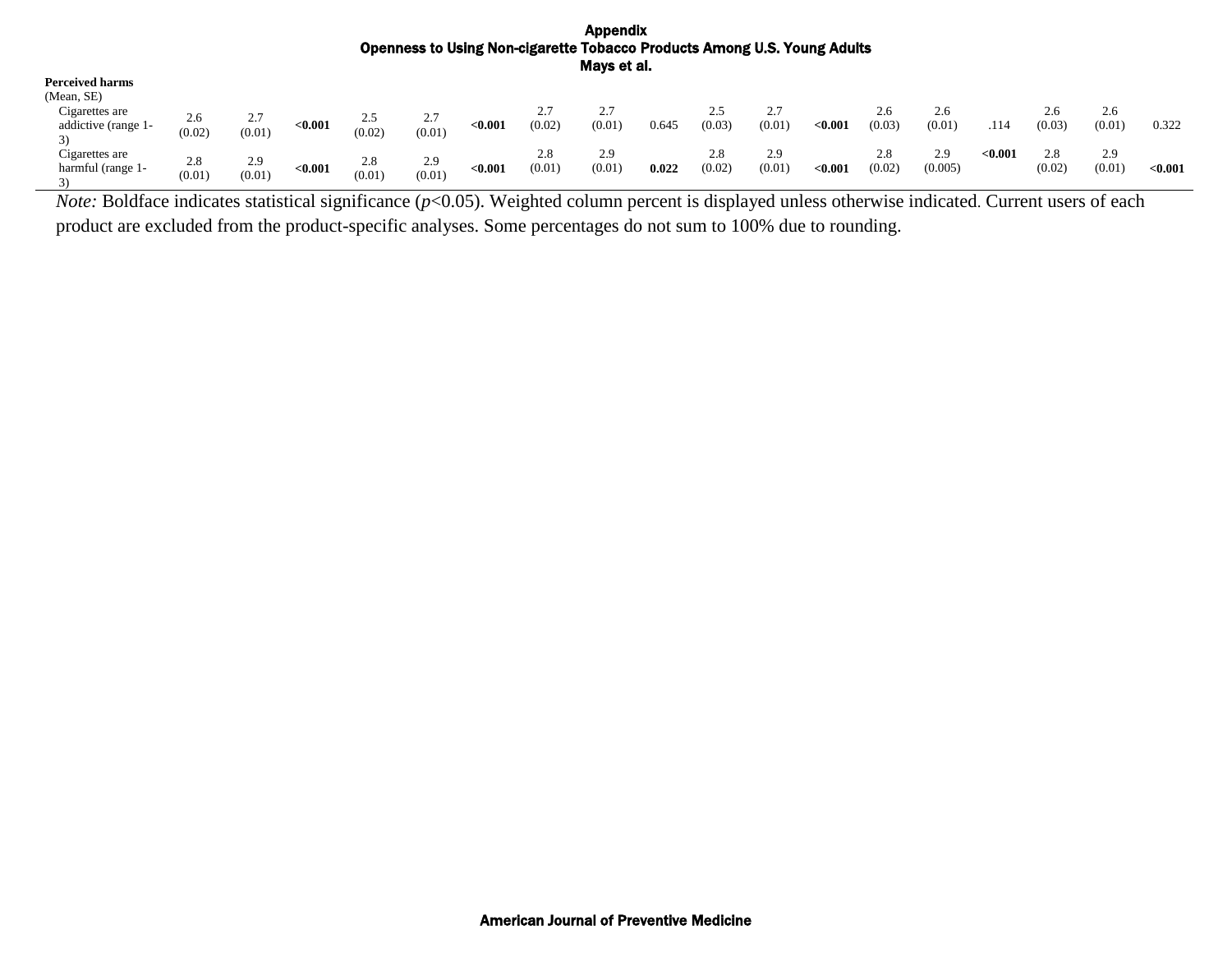# Appendix

## Openness to Using Non-cigarette Tobacco Products Among U.S. Young Adults

Mays et al.

| | | | | | | | | | | | | | | | | | | |
|---|---|---|---|---|---|---|---|---|---|---|---|---|---|---|---|---|---|---|
| **Perceived harms** (Mean, SE) | | | | | | | | | | | | | | | | | | |
| Cigarettes are addictive (range 1-3) | 2.6 (0.02) | 2.7 (0.01) | **<0.001** | 2.5 (0.02) | 2.7 (0.01) | **<0.001** | 2.7 (0.02) | 2.7 (0.01) | 0.645 | 2.5 (0.03) | 2.7 (0.01) | **<0.001** | 2.6 (0.03) | 2.6 (0.01) | .114 | 2.6 (0.03) | 2.6 (0.01) | 0.322 |
| Cigarettes are harmful (range 1-3) | 2.8 (0.01) | 2.9 (0.01) | **<0.001** | 2.8 (0.01) | 2.9 (0.01) | **<0.001** | 2.8 (0.01) | 2.9 (0.01) | **0.022** | 2.8 (0.02) | 2.9 (0.01) | **<0.001** | 2.8 (0.02) | 2.9 (0.005) | **<0.001** | 2.8 (0.02) | 2.9 (0.01) | **<0.001** |

*Note:* Boldface indicates statistical significance ($p$<0.05). Weighted column percent is displayed unless otherwise indicated. Current users of each product are excluded from the product-specific analyses. Some percentages do not sum to 100% due to rounding.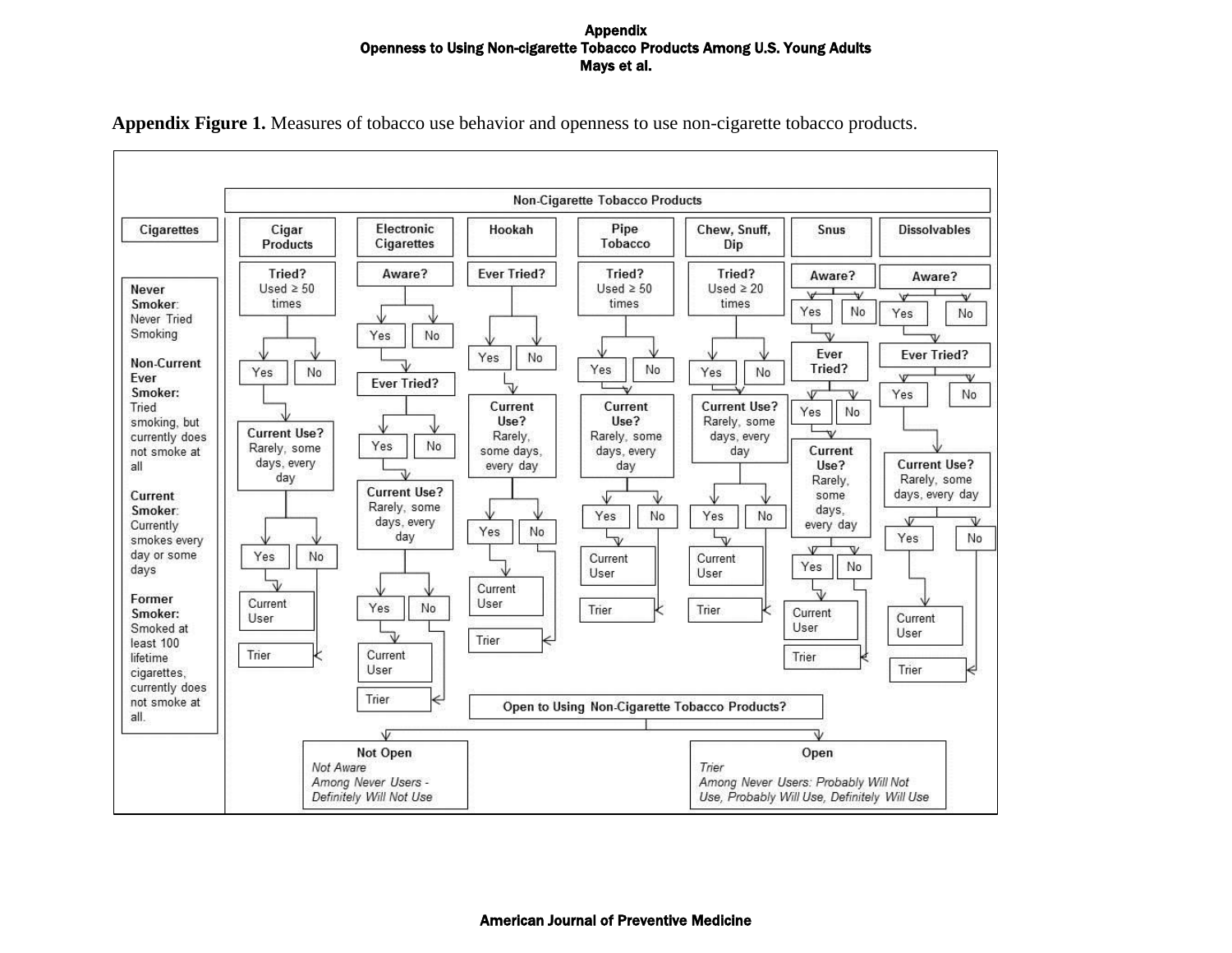**Appendix Figure 1.** Measures of tobacco use behavior and openness to use non-cigarette tobacco products.

Non-Cigarette Tobacco Products

Cigarettes

Never Smoker: Never Tried Smoking

Non-Current Ever Smoker: Tried smoking, but currently does not smoke at all

Current Smoker: Currently smokes every day or some days

Former Smoker: Smoked at least 100 lifetime cigarettes, currently does not smoke at all.

Cigar Products

Tried? Used ≥ 50 times

Yes No

Current Use? Rarely, some days, every day

Yes No

Current User

Trier

Electronic Cigarettes

Aware?

Yes No

Ever Tried?

Yes No

Current Use? Rarely, some days, every day

Yes No

Current User

Trier

Hookah

Ever Tried?

Yes No

Current Use? Rarely, some days, every day

Yes No

Current User

Trier

Pipe Tobacco

Tried? Used ≥ 50 times

Yes No

Current Use? Rarely, some days, every day

Yes No

Current User

Trier

Chew, Snuff, Dip

Tried? Used ≥ 20 times

Yes No

Current Use? Rarely, some days, every day

Yes No

Current User

Trier

Snus

Aware?

Yes No

Ever Tried?

Yes No

Current Use? Rarely, some days, every day

Yes No

Current User

Trier

Dissolvables

Aware?

Yes No

Ever Tried?

Yes No

Current Use? Rarely, some days, every day

Yes No

Current User

Trier

Open to Using Non-Cigarette Tobacco Products?

Not Open
*Not Aware*
*Among Never Users - Definitely Will Not Use*

Open
*Trier*
*Among Never Users: Probably Will Not Use, Probably Will Use, Definitely Will Use*